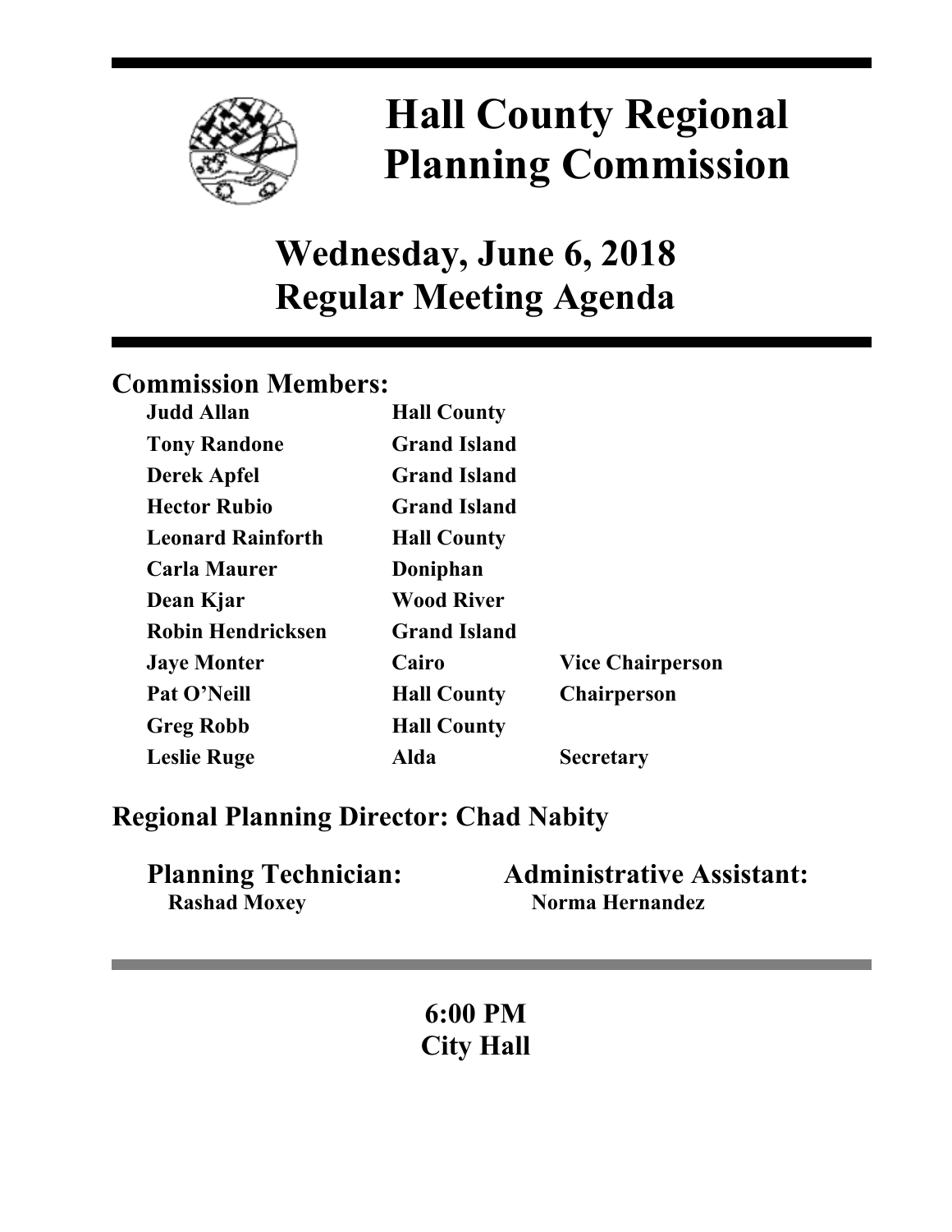# Hall County Regional Planning Commission

## Wednesday, June 6, 2018
## Regular Meeting Agenda

### Commission Members:

| | | |
|---|---|---|
| **Judd Allan** | **Hall County** | |
| **Tony Randone** | **Grand Island** | |
| **Derek Apfel** | **Grand Island** | |
| **Hector Rubio** | **Grand Island** | |
| **Leonard Rainforth** | **Hall County** | |
| **Carla Maurer** | **Doniphan** | |
| **Dean Kjar** | **Wood River** | |
| **Robin Hendricksen** | **Grand Island** | |
| **Jaye Monter** | **Cairo** | **Vice Chairperson** |
| **Pat O'Neill** | **Hall County** | **Chairperson** |
| **Greg Robb** | **Hall County** | |
| **Leslie Ruge** | **Alda** | **Secretary** |

### Regional Planning Director: Chad Nabity

**Planning Technician:**
**Rashad Moxey**

**Administrative Assistant:**
**Norma Hernandez**

**6:00 PM**
**City Hall**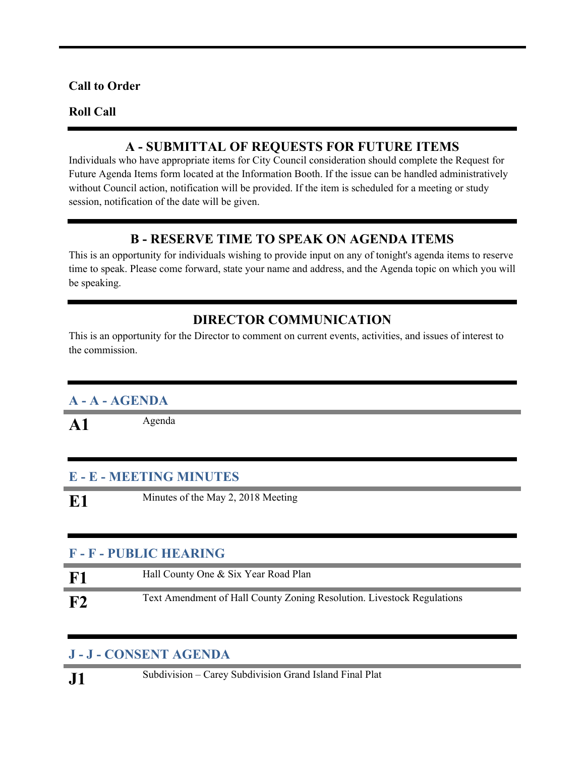**Call to Order**

**Roll Call**

## A - SUBMITTAL OF REQUESTS FOR FUTURE ITEMS

Individuals who have appropriate items for City Council consideration should complete the Request for Future Agenda Items form located at the Information Booth. If the issue can be handled administratively without Council action, notification will be provided. If the item is scheduled for a meeting or study session, notification of the date will be given.

## B - RESERVE TIME TO SPEAK ON AGENDA ITEMS

This is an opportunity for individuals wishing to provide input on any of tonight's agenda items to reserve time to speak. Please come forward, state your name and address, and the Agenda topic on which you will be speaking.

## DIRECTOR COMMUNICATION

This is an opportunity for the Director to comment on current events, activities, and issues of interest to the commission.

### A - A - AGENDA

**A1** Agenda

### E - E - MEETING MINUTES

**E1** Minutes of the May 2, 2018 Meeting

### F - F - PUBLIC HEARING

**F1** Hall County One & Six Year Road Plan

**F2** Text Amendment of Hall County Zoning Resolution. Livestock Regulations

### J - J - CONSENT AGENDA

**J1** Subdivision – Carey Subdivision Grand Island Final Plat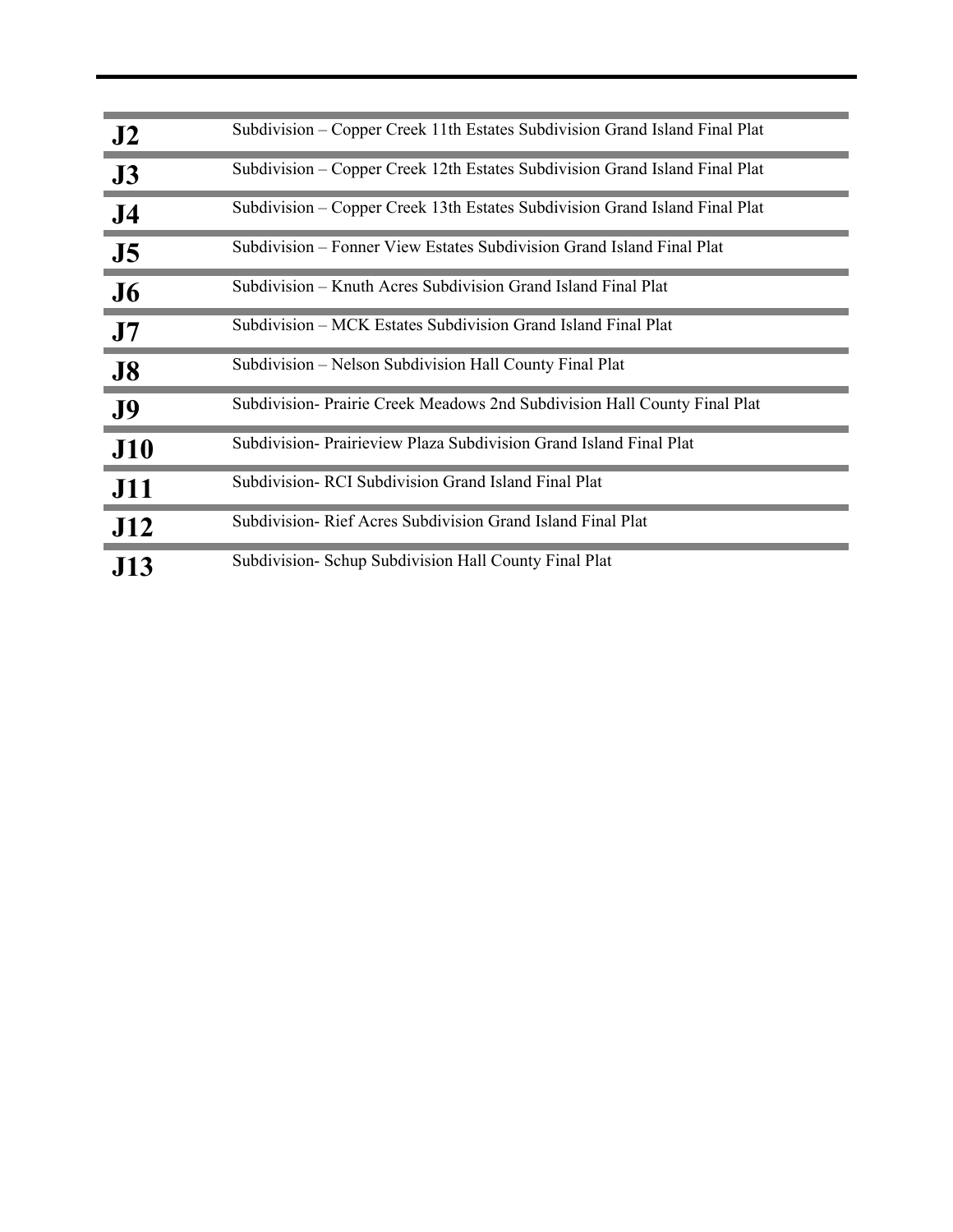| | |
|---|---|
| **J2** | Subdivision – Copper Creek 11th Estates Subdivision Grand Island Final Plat |
| **J3** | Subdivision – Copper Creek 12th Estates Subdivision Grand Island Final Plat |
| **J4** | Subdivision – Copper Creek 13th Estates Subdivision Grand Island Final Plat |
| **J5** | Subdivision – Fonner View Estates Subdivision Grand Island Final Plat |
| **J6** | Subdivision – Knuth Acres Subdivision Grand Island Final Plat |
| **J7** | Subdivision – MCK Estates Subdivision Grand Island Final Plat |
| **J8** | Subdivision – Nelson Subdivision Hall County Final Plat |
| **J9** | Subdivision- Prairie Creek Meadows 2nd Subdivision Hall County Final Plat |
| **J10** | Subdivision- Prairieview Plaza Subdivision Grand Island Final Plat |
| **J11** | Subdivision- RCI Subdivision Grand Island Final Plat |
| **J12** | Subdivision- Rief Acres Subdivision Grand Island Final Plat |
| **J13** | Subdivision- Schup Subdivision Hall County Final Plat |